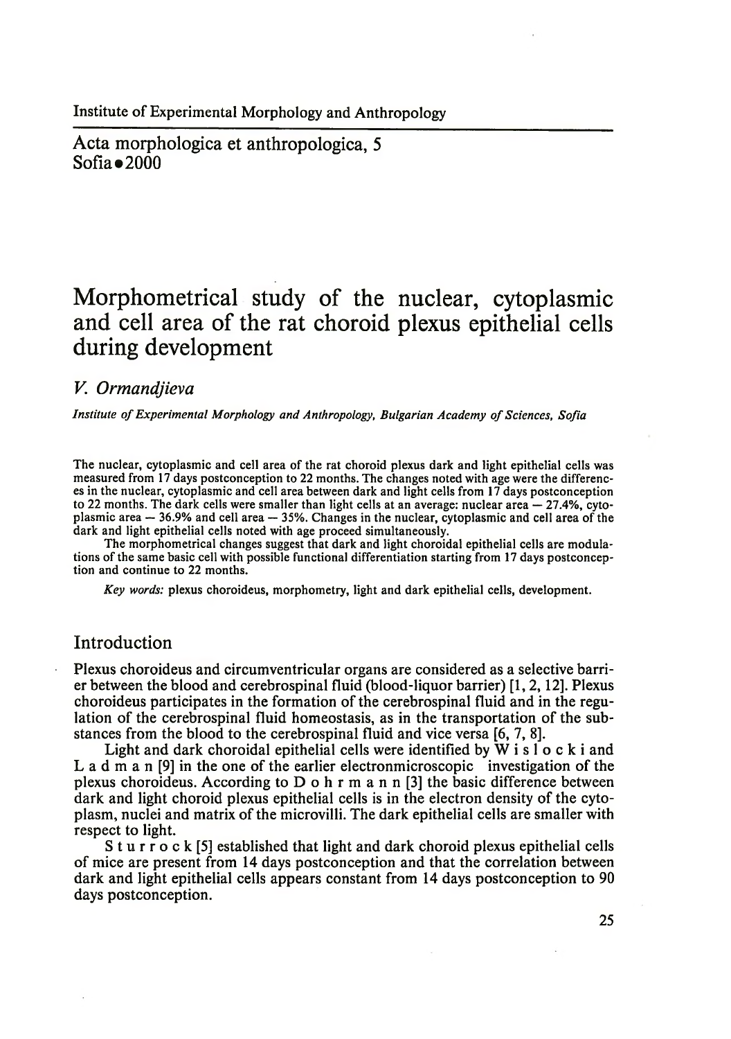Institute of Experimental Morphology and Anthropology

Acta morphologica et anthropologica, 5
Sofia • 2000

# Morphometrical study of the nuclear, cytoplasmic and cell area of the rat choroid plexus epithelial cells during development

*V. Ormandjieva*

*Institute of Experimental Morphology and Anthropology, Bulgarian Academy of Sciences, Sofia*

The nuclear, cytoplasmic and cell area of the rat choroid plexus dark and light epithelial cells was measured from 17 days postconception to 22 months. The changes noted with age were the differences in the nuclear, cytoplasmic and cell area between dark and light cells from 17 days postconception to 22 months. The dark cells were smaller than light cells at an average: nuclear area — 27.4%, cytoplasmic area — 36.9% and cell area — 35%. Changes in the nuclear, cytoplasmic and cell area of the dark and light epithelial cells noted with age proceed simultaneously.

The morphometrical changes suggest that dark and light choroidal epithelial cells are modulations of the same basic cell with possible functional differentiation starting from 17 days postconception and continue to 22 months.

*Key words:* plexus choroideus, morphometry, light and dark epithelial cells, development.

## Introduction

Plexus choroideus and circumventricular organs are considered as a selective barrier between the blood and cerebrospinal fluid (blood-liquor barrier) [1, 2, 12]. Plexus choroideus participates in the formation of the cerebrospinal fluid and in the regulation of the cerebrospinal fluid homeostasis, as in the transportation of the substances from the blood to the cerebrospinal fluid and vice versa [6, 7, 8].

Light and dark choroidal epithelial cells were identified by Wislocki and Ladman [9] in the one of the earlier electronmicroscopic investigation of the plexus choroideus. According to Dohrmann [3] the basic difference between dark and light choroid plexus epithelial cells is in the electron density of the cytoplasm, nuclei and matrix of the microvilli. The dark epithelial cells are smaller with respect to light.

Sturrock [5] established that light and dark choroid plexus epithelial cells of mice are present from 14 days postconception and that the correlation between dark and light epithelial cells appears constant from 14 days postconception to 90 days postconception.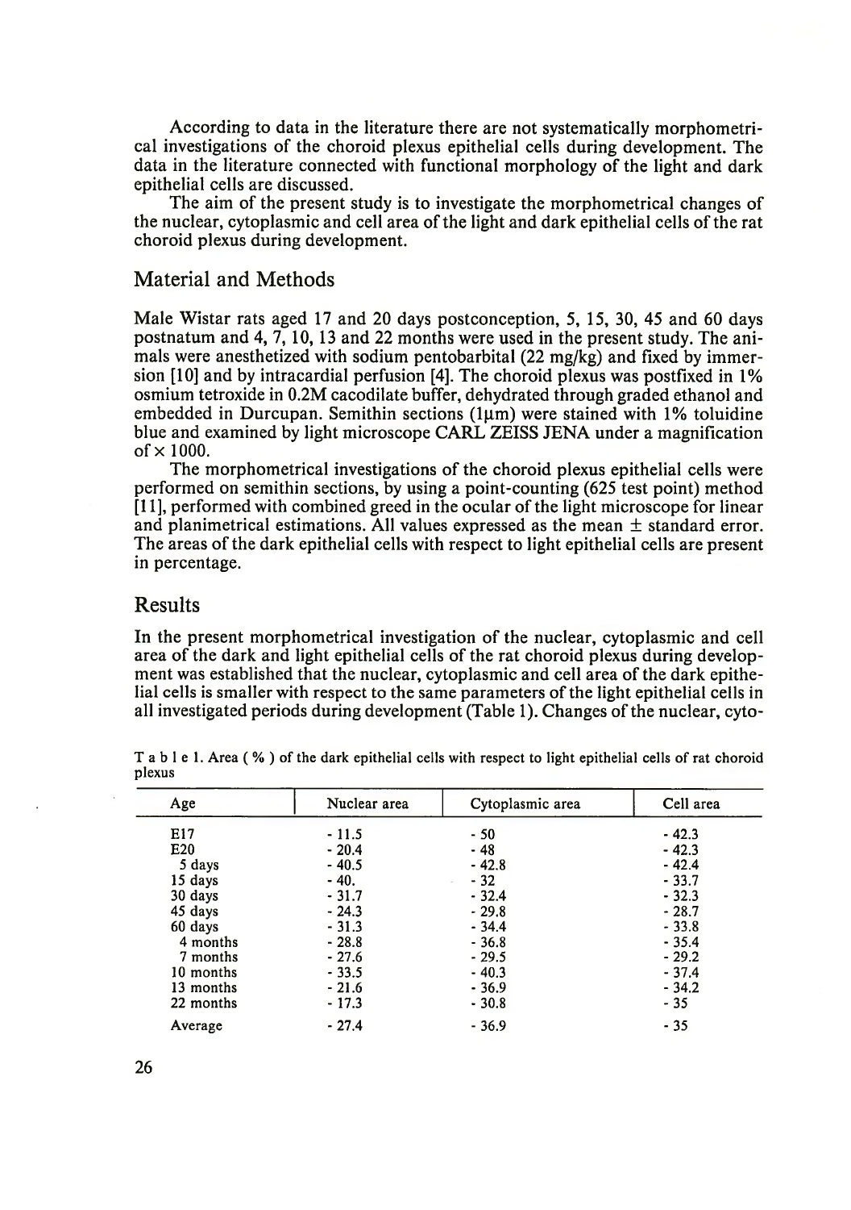According to data in the literature there are not systematically morphometrical investigations of the choroid plexus epithelial cells during development. The data in the literature connected with functional morphology of the light and dark epithelial cells are discussed.

The aim of the present study is to investigate the morphometrical changes of the nuclear, cytoplasmic and cell area of the light and dark epithelial cells of the rat choroid plexus during development.

## Material and Methods

Male Wistar rats aged 17 and 20 days postconception, 5, 15, 30, 45 and 60 days postnatum and 4, 7, 10, 13 and 22 months were used in the present study. The animals were anesthetized with sodium pentobarbital (22 mg/kg) and fixed by immersion [10] and by intracardial perfusion [4]. The choroid plexus was postfixed in 1% osmium tetroxide in 0.2M cacodilate buffer, dehydrated through graded ethanol and embedded in Durcupan. Semithin sections (1μm) were stained with 1% toluidine blue and examined by light microscope CARL ZEISS JENA under a magnification of × 1000.

The morphometrical investigations of the choroid plexus epithelial cells were performed on semithin sections, by using a point-counting (625 test point) method [11], performed with combined greed in the ocular of the light microscope for linear and planimetrical estimations. All values expressed as the mean ± standard error. The areas of the dark epithelial cells with respect to light epithelial cells are present in percentage.

## Results

In the present morphometrical investigation of the nuclear, cytoplasmic and cell area of the dark and light epithelial cells of the rat choroid plexus during development was established that the nuclear, cytoplasmic and cell area of the dark epithelial cells is smaller with respect to the same parameters of the light epithelial cells in all investigated periods during development (Table 1). Changes of the nuclear, cyto-

Table 1. Area ( % ) of the dark epithelial cells with respect to light epithelial cells of rat choroid plexus

| Age | Nuclear area | Cytoplasmic area | Cell area |
|---|---|---|---|
| E17 | - 11.5 | - 50 | - 42.3 |
| E20 | - 20.4 | - 48 | - 42.3 |
| 5 days | - 40.5 | - 42.8 | - 42.4 |
| 15 days | - 40. | - 32 | - 33.7 |
| 30 days | - 31.7 | - 32.4 | - 32.3 |
| 45 days | - 24.3 | - 29.8 | - 28.7 |
| 60 days | - 31.3 | - 34.4 | - 33.8 |
| 4 months | - 28.8 | - 36.8 | - 35.4 |
| 7 months | - 27.6 | - 29.5 | - 29.2 |
| 10 months | - 33.5 | - 40.3 | - 37.4 |
| 13 months | - 21.6 | - 36.9 | - 34.2 |
| 22 months | - 17.3 | - 30.8 | - 35 |
| Average | - 27.4 | - 36.9 | - 35 |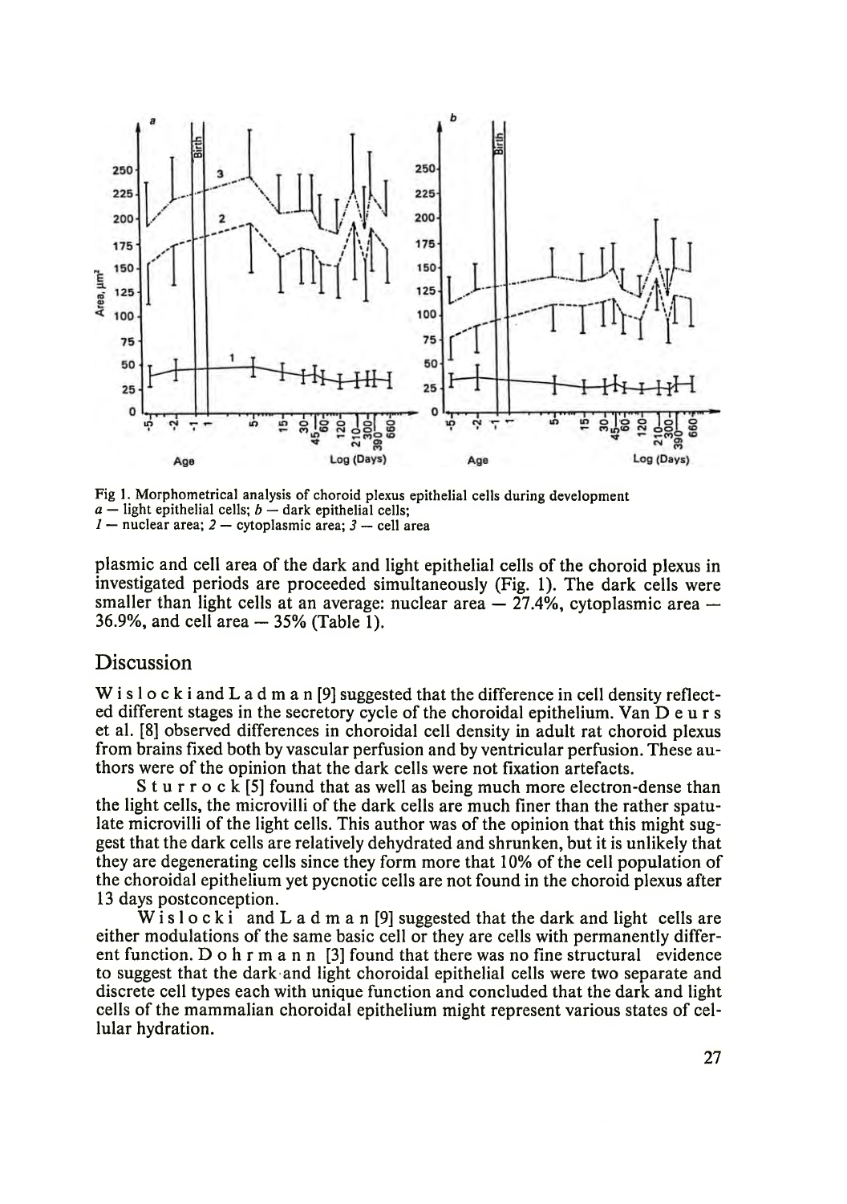Fig 1. Morphometrical analysis of choroid plexus epithelial cells during development
*a* — light epithelial cells; *b* — dark epithelial cells;
*1* — nuclear area; *2* — cytoplasmic area; *3* — cell area

plasmic and cell area of the dark and light epithelial cells of the choroid plexus in investigated periods are proceeded simultaneously (Fig. 1). The dark cells were smaller than light cells at an average: nuclear area — 27.4%, cytoplasmic area — 36.9%, and cell area — 35% (Table 1).

## Discussion

Wislocki and Ladman [9] suggested that the difference in cell density reflected different stages in the secretory cycle of the choroidal epithelium. Van Deurs et al. [8] observed differences in choroidal cell density in adult rat choroid plexus from brains fixed both by vascular perfusion and by ventricular perfusion. These authors were of the opinion that the dark cells were not fixation artefacts.

Sturrock [5] found that as well as being much more electron-dense than the light cells, the microvilli of the dark cells are much finer than the rather spatulate microvilli of the light cells. This author was of the opinion that this might suggest that the dark cells are relatively dehydrated and shrunken, but it is unlikely that they are degenerating cells since they form more that 10% of the cell population of the choroidal epithelium yet pycnotic cells are not found in the choroid plexus after 13 days postconception.

Wislocki and Ladman [9] suggested that the dark and light cells are either modulations of the same basic cell or they are cells with permanently different function. Dohrmann [3] found that there was no fine structural evidence to suggest that the dark and light choroidal epithelial cells were two separate and discrete cell types each with unique function and concluded that the dark and light cells of the mammalian choroidal epithelium might represent various states of cellular hydration.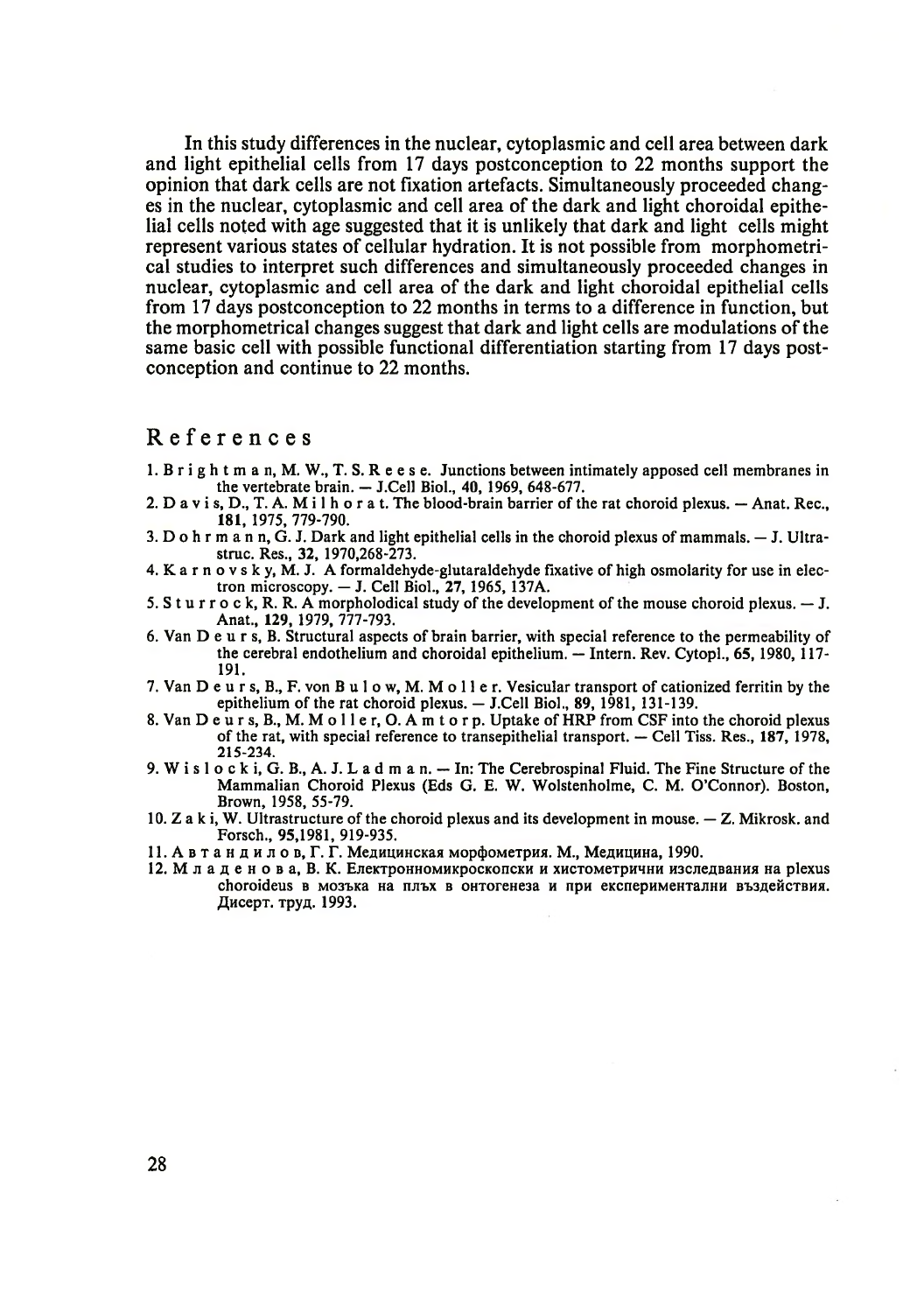In this study differences in the nuclear, cytoplasmic and cell area between dark and light epithelial cells from 17 days postconception to 22 months support the opinion that dark cells are not fixation artefacts. Simultaneously proceeded changes in the nuclear, cytoplasmic and cell area of the dark and light choroidal epithelial cells noted with age suggested that it is unlikely that dark and light cells might represent various states of cellular hydration. It is not possible from morphometrical studies to interpret such differences and simultaneously proceeded changes in nuclear, cytoplasmic and cell area of the dark and light choroidal epithelial cells from 17 days postconception to 22 months in terms to a difference in function, but the morphometrical changes suggest that dark and light cells are modulations of the same basic cell with possible functional differentiation starting from 17 days postconception and continue to 22 months.

## References

1. Brightman, M. W., T. S. Reese. Junctions between intimately apposed cell membranes in the vertebrate brain. — J.Cell Biol., **40**, 1969, 648-677.
2. Davis, D., T. A. Milhorat. The blood-brain barrier of the rat choroid plexus. — Anat. Rec., **181**, 1975, 779-790.
3. Dohrmann, G. J. Dark and light epithelial cells in the choroid plexus of mammals. — J. Ultrastruc. Res., **32**, 1970,268-273.
4. Karnovsky, M. J. A formaldehyde-glutaraldehyde fixative of high osmolarity for use in electron microscopy. — J. Cell Biol., **27**, 1965, 137A.
5. Sturrock, R. R. A morpholodical study of the development of the mouse choroid plexus. — J. Anat., **129**, 1979, 777-793.
6. Van Deurs, B. Structural aspects of brain barrier, with special reference to the permeability of the cerebral endothelium and choroidal epithelium. — Intern. Rev. Cytopl., **65**, 1980, 117-191.
7. Van Deurs, B., F. von Bulow, M. Moller. Vesicular transport of cationized ferritin by the epithelium of the rat choroid plexus. — J.Cell Biol., **89**, 1981, 131-139.
8. Van Deurs, B., M. Moller, O. Amtorp. Uptake of HRP from CSF into the choroid plexus of the rat, with special reference to transepithelial transport. — Cell Tiss. Res., **187**, 1978, 215-234.
9. Wislocki, G. B., A. J. Ladman. — In: The Cerebrospinal Fluid. The Fine Structure of the Mammalian Choroid Plexus (Eds G. E. W. Wolstenholme, C. M. O'Connor). Boston, Brown, 1958, 55-79.
10. Zaki, W. Ultrastructure of the choroid plexus and its development in mouse. — Z. Mikrosk. and Forsch., **95**,1981, 919-935.
11. Автандилов, Г. Г. Медицинская морфометрия. М., Медицина, 1990.
12. Младенова, В. К. Електронномикроскопски и хистометрични изследвания на plexus choroideus в мозъка на плъх в онтогенеза и при експериментални въздействия. Дисерт. труд. 1993.